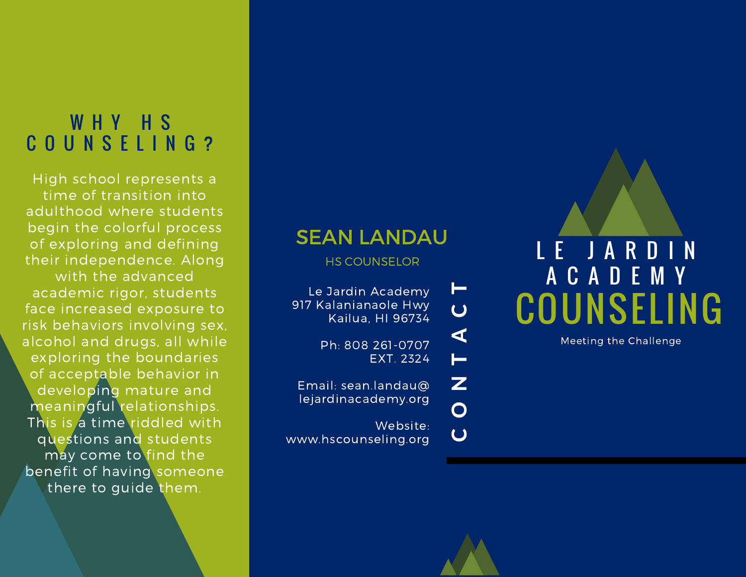## WHY HS COUNSELING?

High school represents a time of transition into adulthood where students begin the colorful process of exploring and defining their independence. Along with the advanced academic rigor, students face increased exposure to risk behaviors involving sex, alcohol and drugs, all while exploring the boundaries of acceptable behavior in developing mature and meaningful relationships. This is a time riddled with questions and students may come to find the benefit of having someone there to guide them.

## CONTACT

### SEAN LANDAU

HS COUNSELOR

Le Jardin Academy
917 Kalanianaole Hwy
Kailua, HI 96734

Ph: 808 261-0707
EXT. 2324

Email: sean.landau@lejardinacademy.org

Website:
www.hscounseling.org

# LE JARDIN ACADEMY COUNSELING

Meeting the Challenge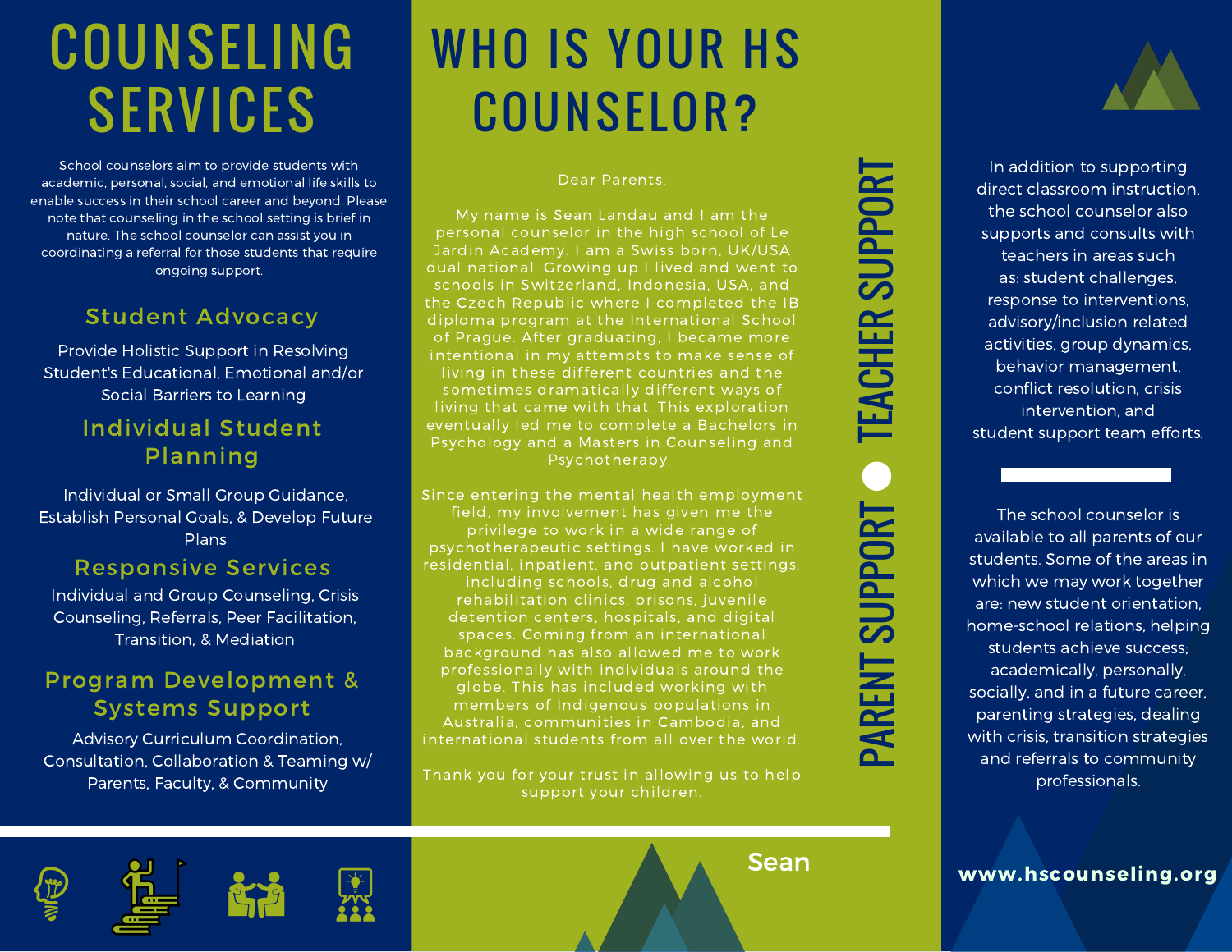# COUNSELING SERVICES

School counselors aim to provide students with academic, personal, social, and emotional life skills to enable success in their school career and beyond. Please note that counseling in the school setting is brief in nature. The school counselor can assist you in coordinating a referral for those students that require ongoing support.

## Student Advocacy

Provide Holistic Support in Resolving Student's Educational, Emotional and/or Social Barriers to Learning

## Individual Student Planning

Individual or Small Group Guidance, Establish Personal Goals, & Develop Future Plans

## Responsive Services

Individual and Group Counseling, Crisis Counseling, Referrals, Peer Facilitation, Transition, & Mediation

## Program Development & Systems Support

Advisory Curriculum Coordination, Consultation, Collaboration & Teaming w/ Parents, Faculty, & Community

# WHO IS YOUR HS COUNSELOR?

Dear Parents,

My name is Sean Landau and I am the personal counselor in the high school of Le Jardin Academy. I am a Swiss born, UK/USA dual national. Growing up I lived and went to schools in Switzerland, Indonesia, USA, and the Czech Republic where I completed the IB diploma program at the International School of Prague. After graduating, I became more intentional in my attempts to make sense of living in these different countries and the sometimes dramatically different ways of living that came with that. This exploration eventually led me to complete a Bachelors in Psychology and a Masters in Counseling and Psychotherapy.

Since entering the mental health employment field, my involvement has given me the privilege to work in a wide range of psychotherapeutic settings. I have worked in residential, inpatient, and outpatient settings, including schools, drug and alcohol rehabilitation clinics, prisons, juvenile detention centers, hospitals, and digital spaces. Coming from an international background has also allowed me to work professionally with individuals around the globe. This has included working with members of Indigenous populations in Australia, communities in Cambodia, and international students from all over the world.

Thank you for your trust in allowing us to help support your children.

Sean

## PARENT SUPPORT • TEACHER SUPPORT

In addition to supporting direct classroom instruction, the school counselor also supports and consults with teachers in areas such as: student challenges, response to interventions, advisory/inclusion related activities, group dynamics, behavior management, conflict resolution, crisis intervention, and student support team efforts.

The school counselor is available to all parents of our students. Some of the areas in which we may work together are: new student orientation, home-school relations, helping students achieve success; academically, personally, socially, and in a future career, parenting strategies, dealing with crisis, transition strategies and referrals to community professionals.

**www.hscounseling.org**